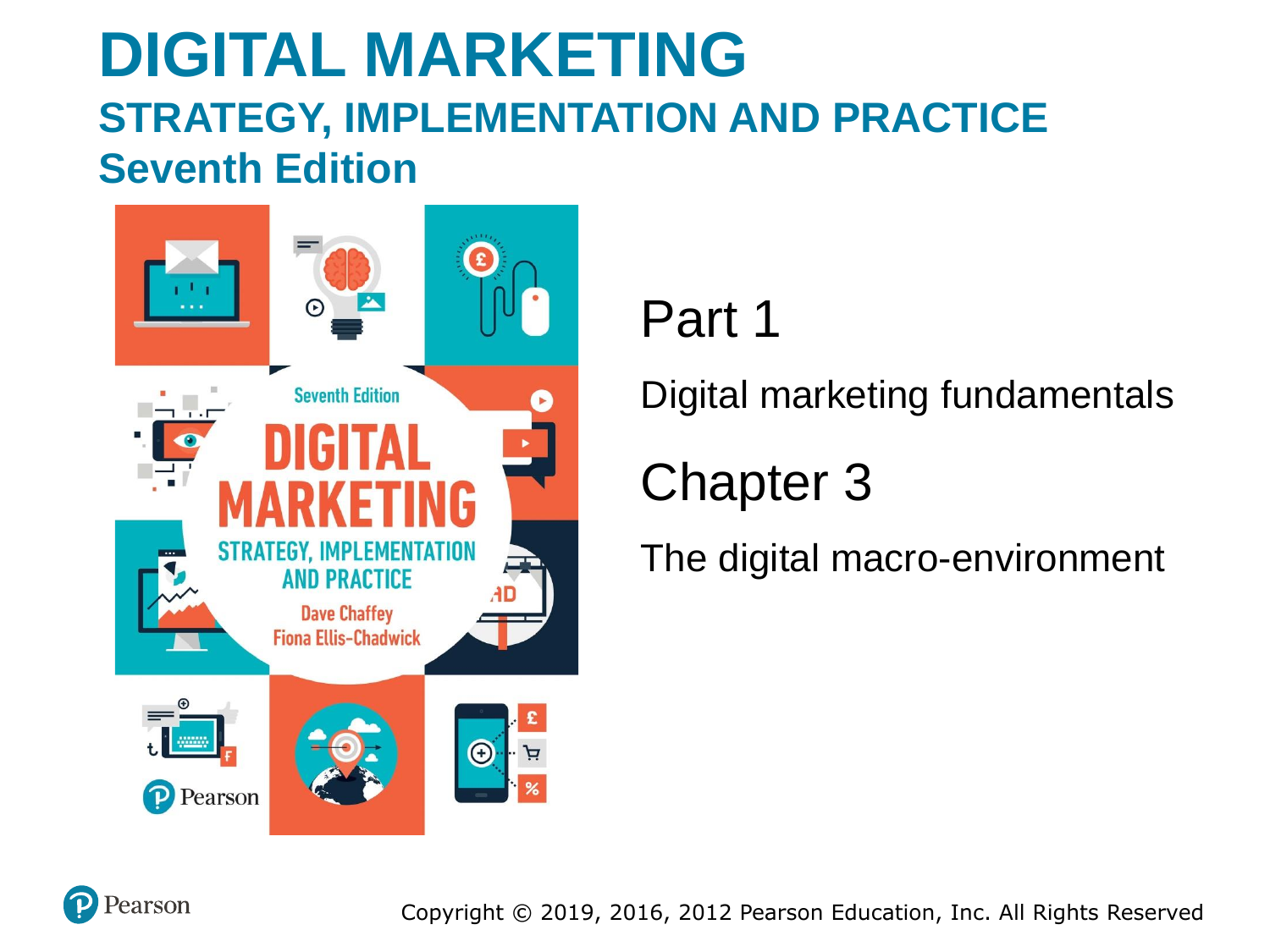# DIGITAL MARKETING

## STRATEGY, IMPLEMENTATION AND PRACTICE

## Seventh Edition

# Part 1

Digital marketing fundamentals

# Chapter 3

The digital macro-environment

Copyright © 2019, 2016, 2012 Pearson Education, Inc. All Rights Reserved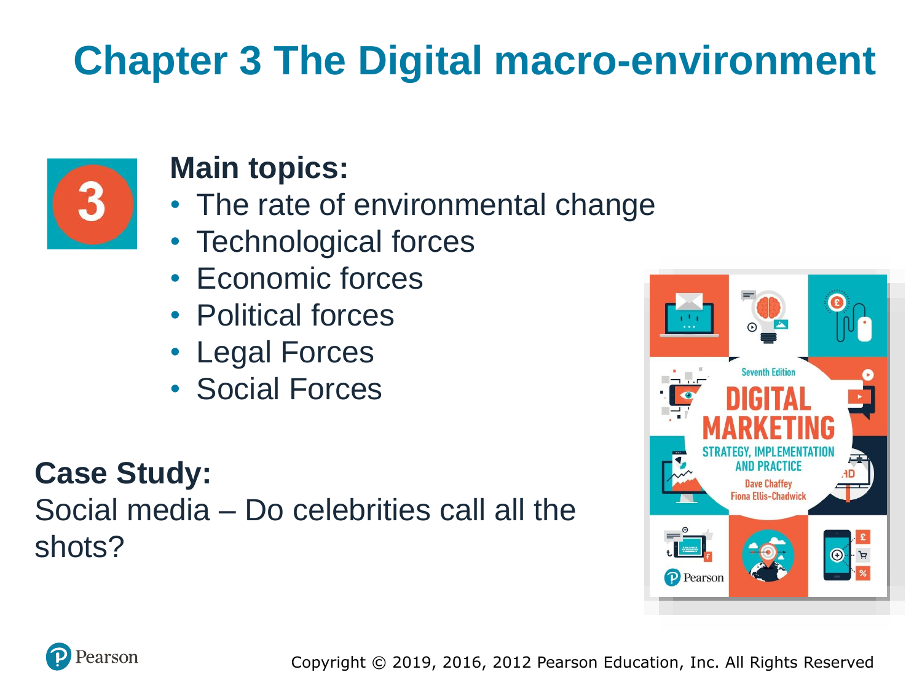# Chapter 3 The Digital macro-environment

**Main topics:**

- The rate of environmental change
- Technological forces
- Economic forces
- Political forces
- Legal Forces
- Social Forces

**Case Study:**

Social media – Do celebrities call all the shots?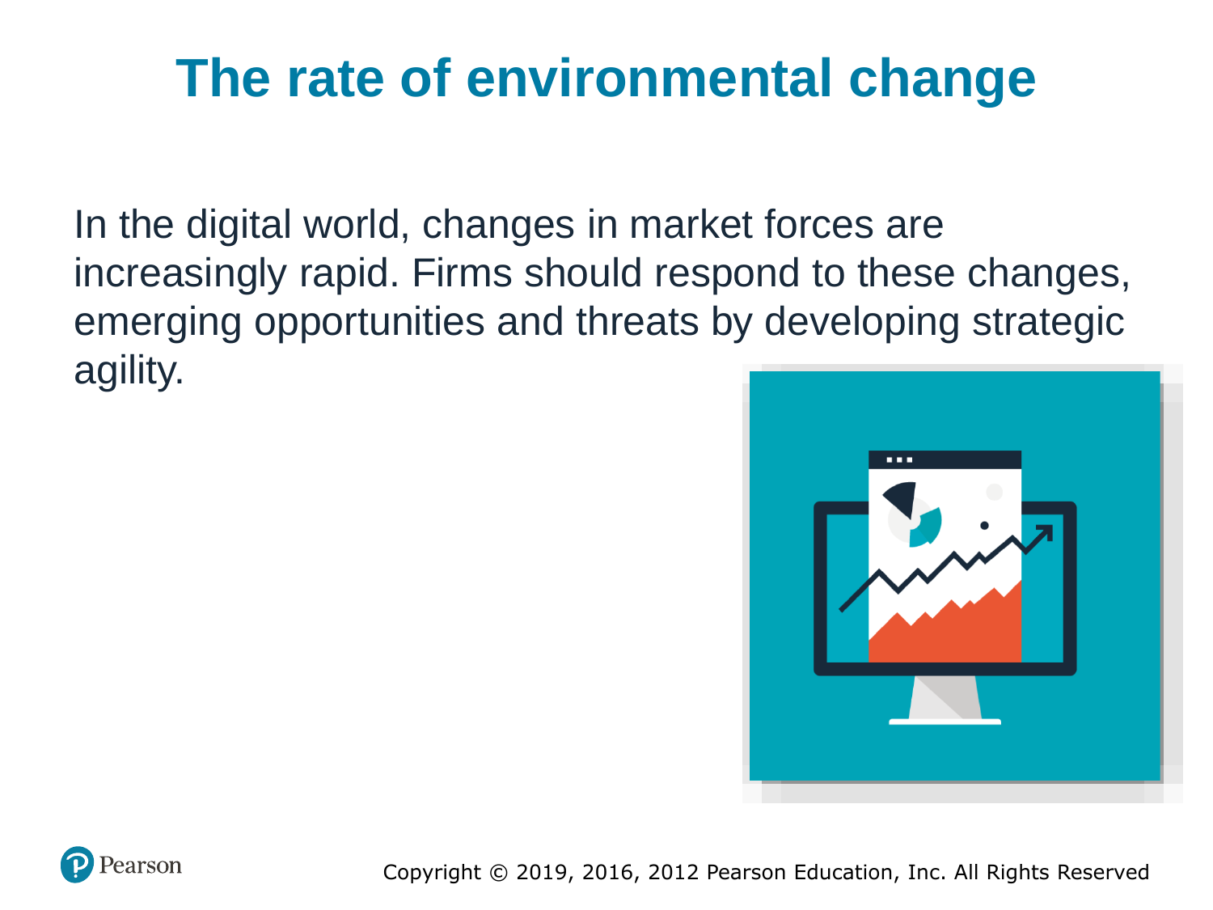# The rate of environmental change

In the digital world, changes in market forces are increasingly rapid. Firms should respond to these changes, emerging opportunities and threats by developing strategic agility.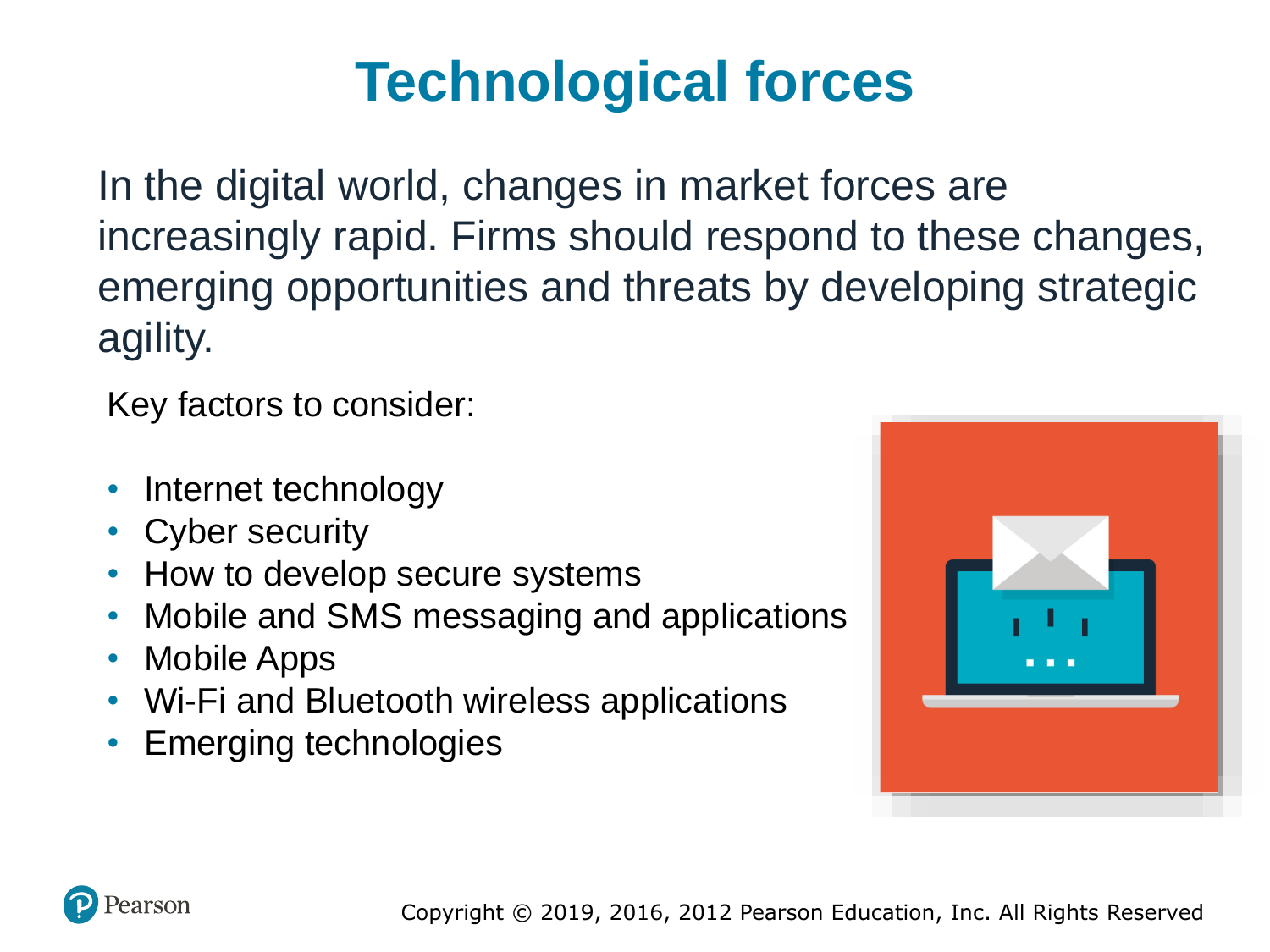# Technological forces

In the digital world, changes in market forces are increasingly rapid. Firms should respond to these changes, emerging opportunities and threats by developing strategic agility.

Key factors to consider:

- Internet technology
- Cyber security
- How to develop secure systems
- Mobile and SMS messaging and applications
- Mobile Apps
- Wi-Fi and Bluetooth wireless applications
- Emerging technologies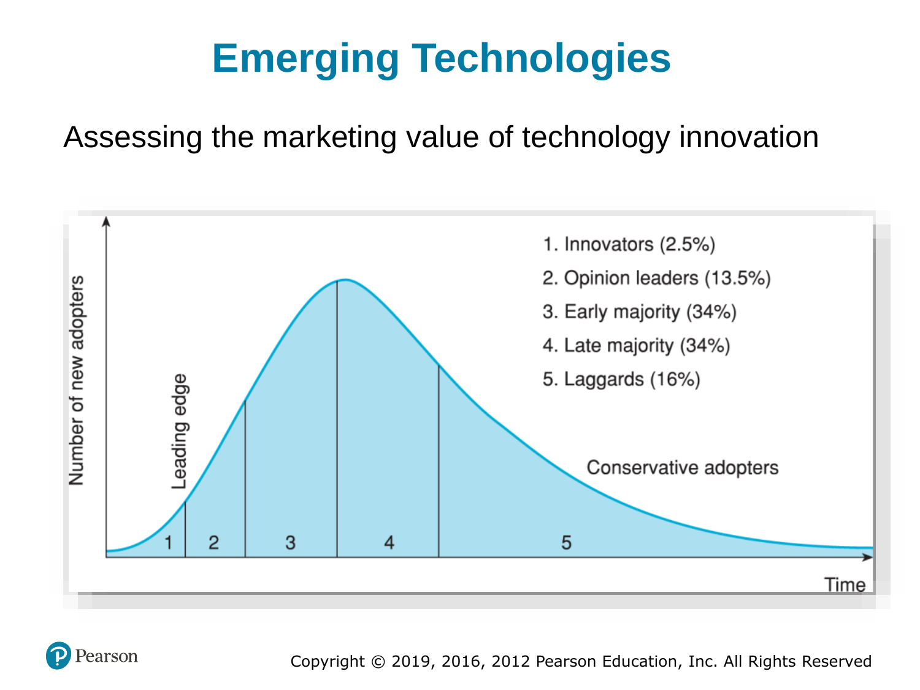# Emerging Technologies

Assessing the marketing value of technology innovation

1. Innovators (2.5%)
2. Opinion leaders (13.5%)
3. Early majority (34%)
4. Late majority (34%)
5. Laggards (16%)

Leading edge

Conservative adopters

Number of new adopters

Time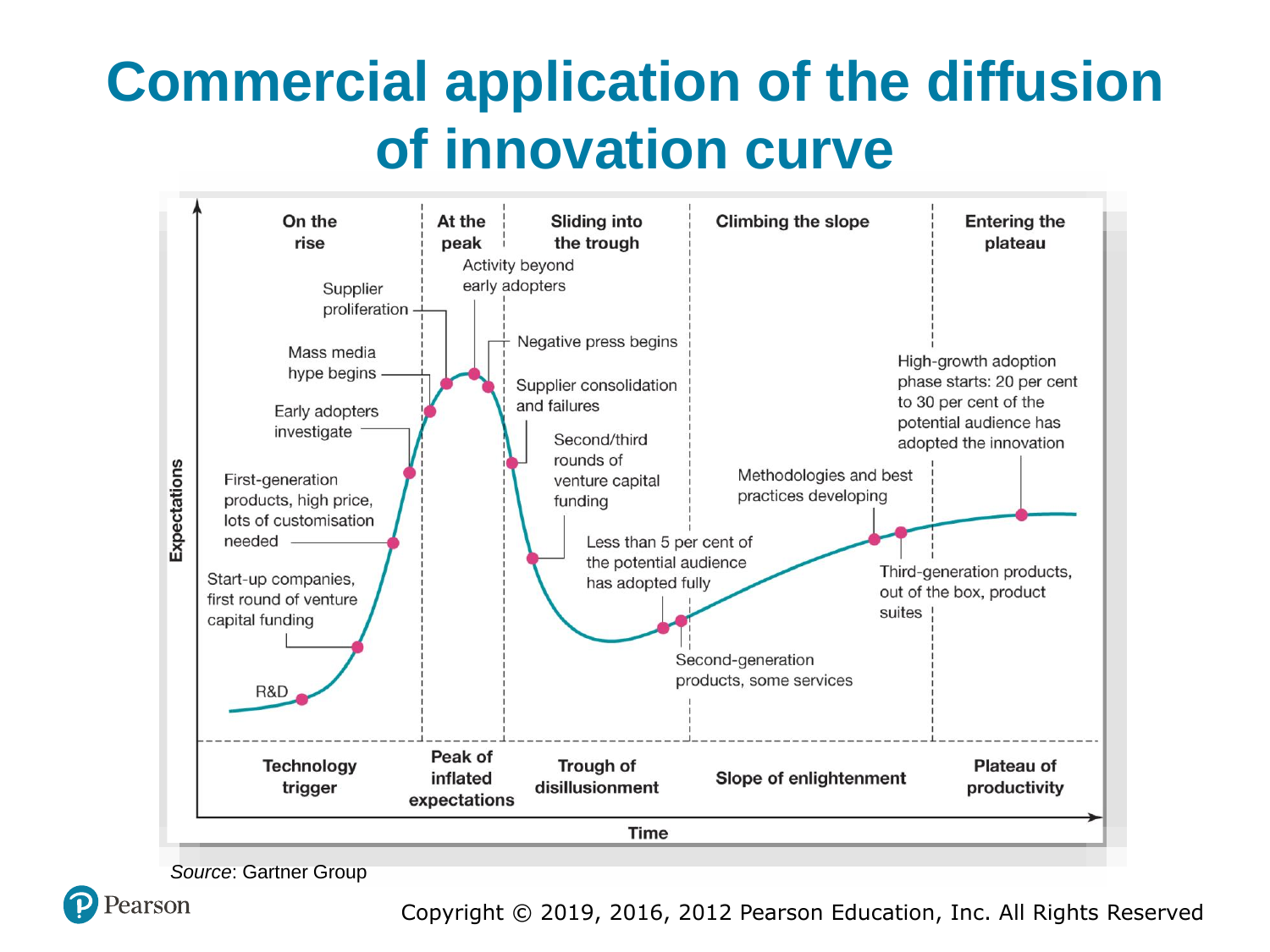# Commercial application of the diffusion of innovation curve

| | On the rise | At the peak | Sliding into the trough | Climbing the slope | Entering the plateau |
|---|---|---|---|---|---|
| **Phase** | Technology trigger | Peak of inflated expectations | Trough of disillusionment | Slope of enlightenment | Plateau of productivity |
| **Events** | R&D; Start-up companies, first round of venture capital funding; First-generation products, high price, lots of customisation needed; Early adopters investigate; Mass media hype begins | Supplier proliferation; Activity beyond early adopters; Negative press begins | Supplier consolidation and failures; Second/third rounds of venture capital funding; Less than 5 per cent of the potential audience has adopted fully | Second-generation products, some services; Methodologies and best practices developing; Third-generation products, out of the box, product suites | High-growth adoption phase starts: 20 per cent to 30 per cent of the potential audience has adopted the innovation |

Axes: Expectations (vertical), Time (horizontal)

*Source*: Gartner Group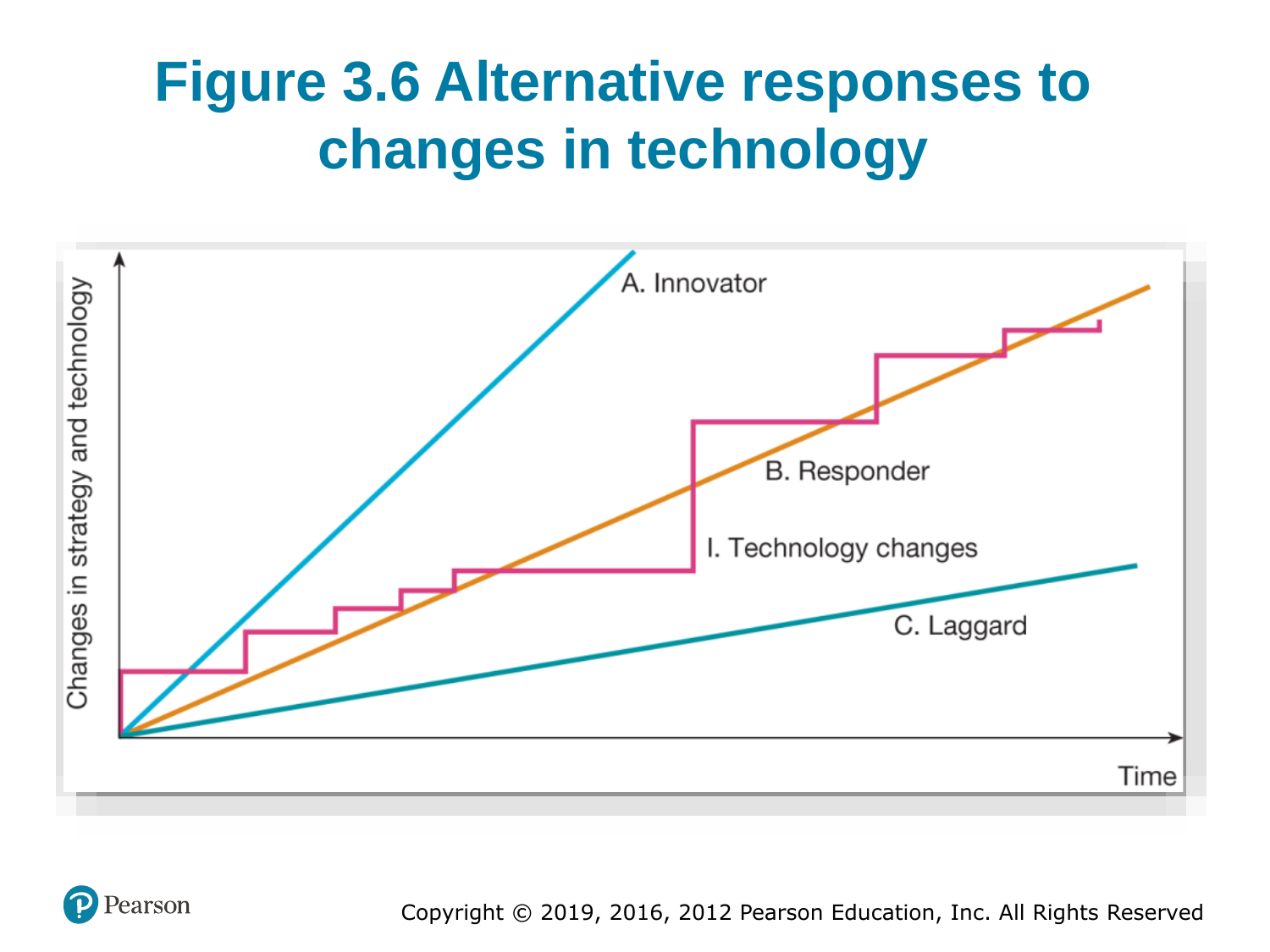# Figure 3.6 Alternative responses to changes in technology

A. Innovator

B. Responder

I. Technology changes

C. Laggard

Changes in strategy and technology

Time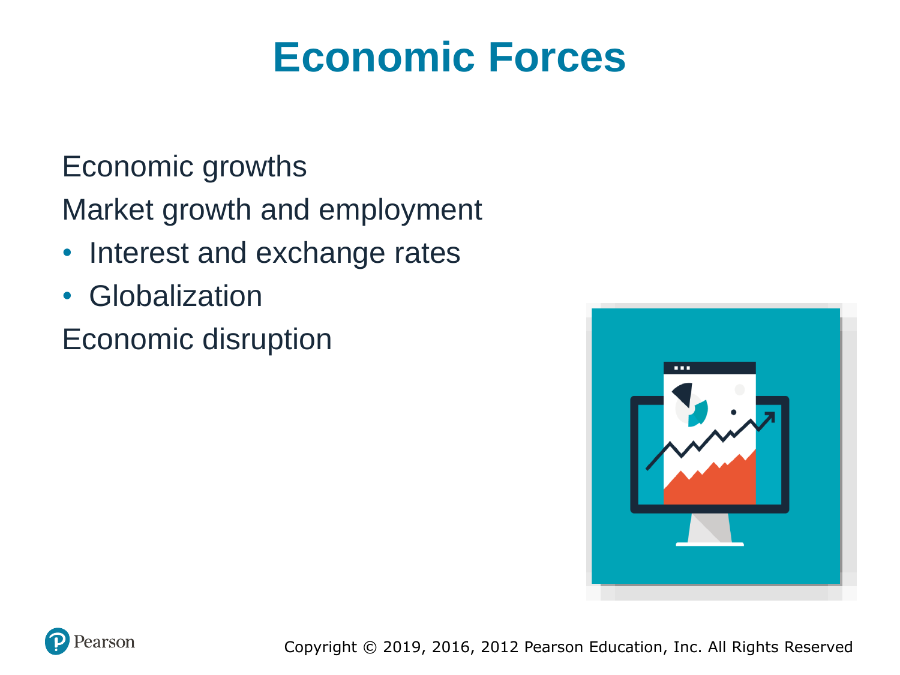# Economic Forces

Economic growths

Market growth and employment

- Interest and exchange rates
- Globalization

Economic disruption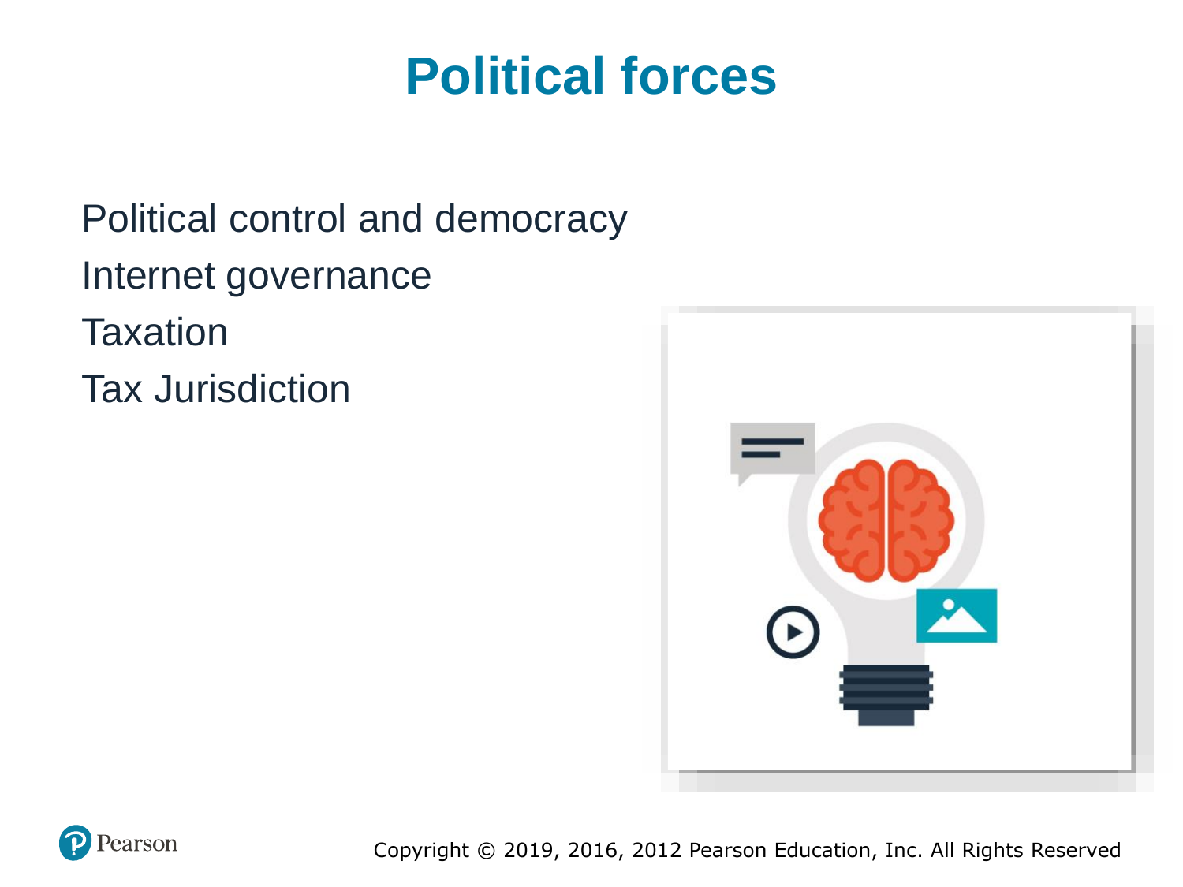# Political forces

Political control and democracy

Internet governance

Taxation

Tax Jurisdiction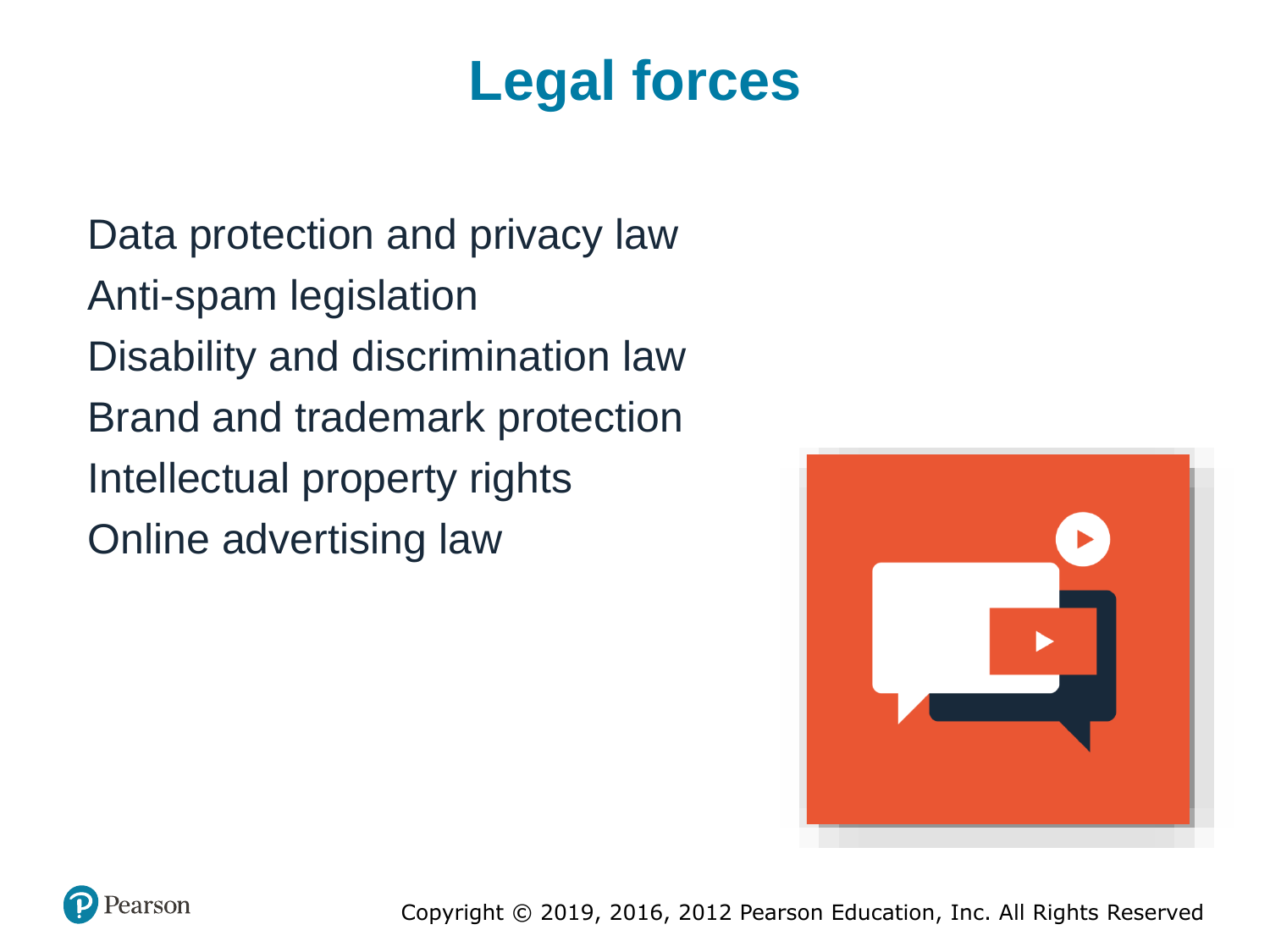# Legal forces

- Data protection and privacy law
- Anti-spam legislation
- Disability and discrimination law
- Brand and trademark protection
- Intellectual property rights
- Online advertising law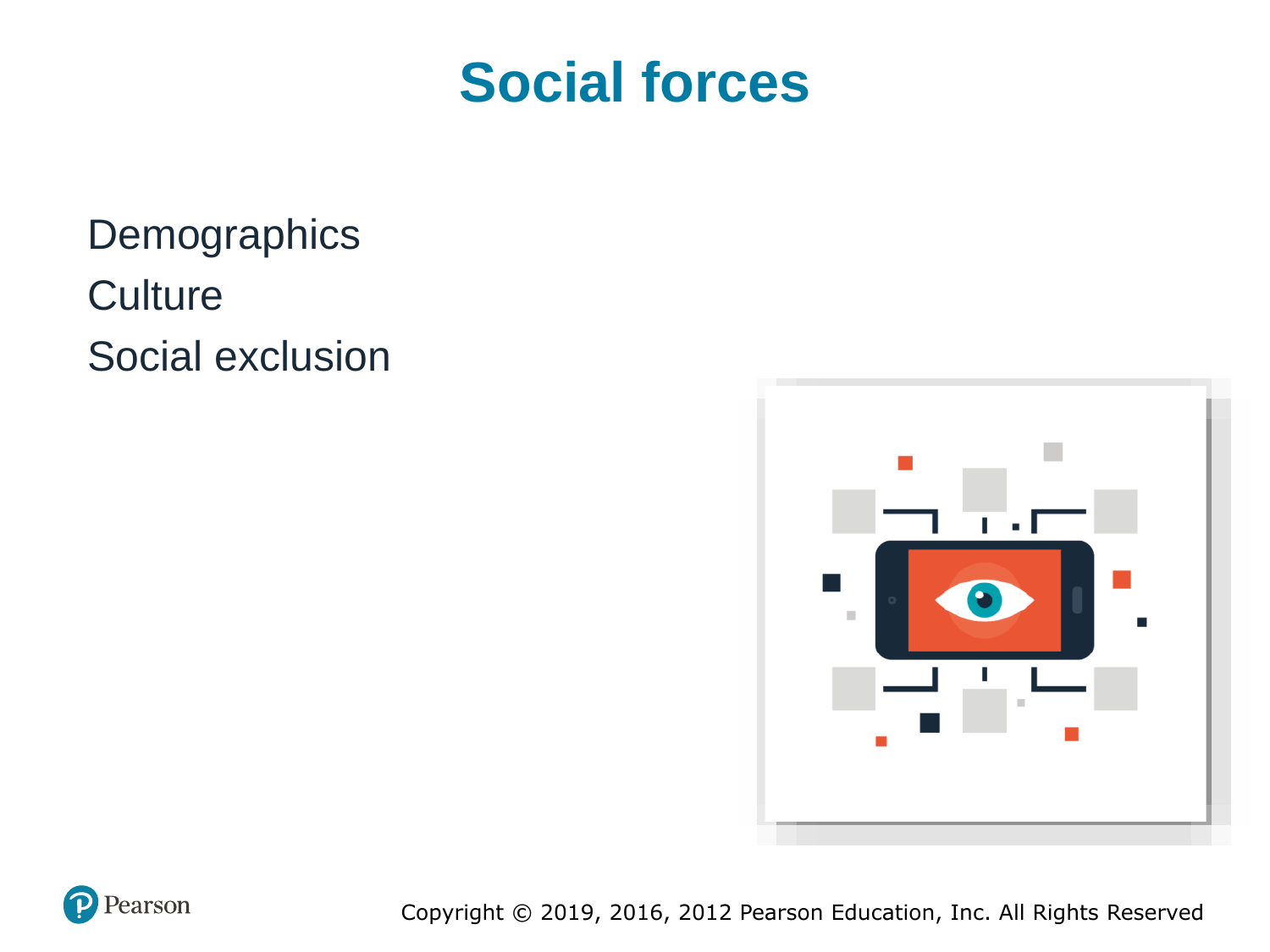# Social forces

Demographics

Culture

Social exclusion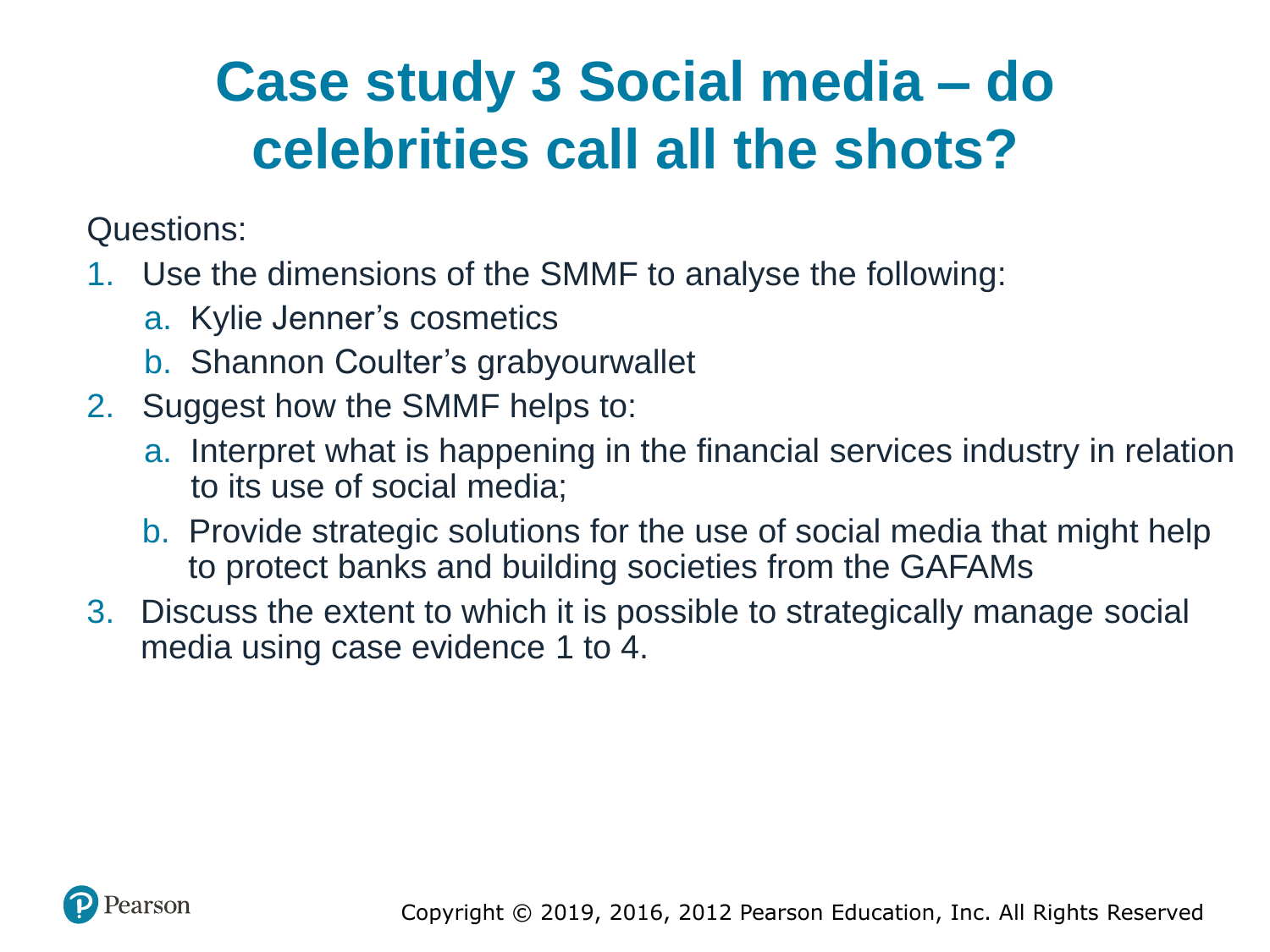# Case study 3 Social media – do celebrities call all the shots?

Questions:

1. Use the dimensions of the SMMF to analyse the following:
   a. Kylie Jenner's cosmetics
   b. Shannon Coulter's grabyourwallet
2. Suggest how the SMMF helps to:
   a. Interpret what is happening in the financial services industry in relation to its use of social media;
   b. Provide strategic solutions for the use of social media that might help to protect banks and building societies from the GAFAMs
3. Discuss the extent to which it is possible to strategically manage social media using case evidence 1 to 4.